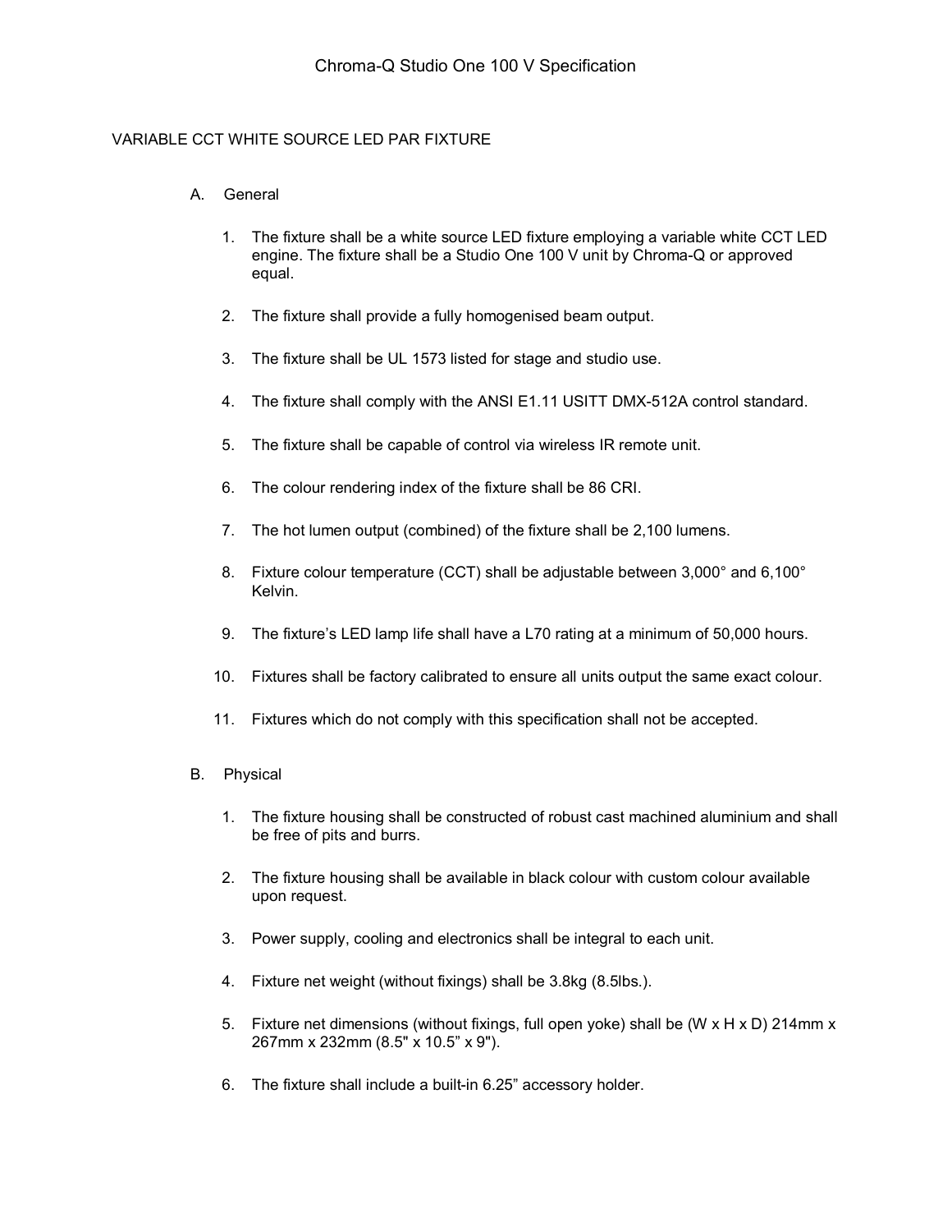# Chroma-Q Studio One 100 V Specification

## VARIABLE CCT WHITE SOURCE LED PAR FIXTURE

### A. General

1. The fixture shall be a white source LED fixture employing a variable white CCT LED engine. The fixture shall be a Studio One 100 V unit by Chroma-Q or approved equal.
2. The fixture shall provide a fully homogenised beam output.
3. The fixture shall be UL 1573 listed for stage and studio use.
4. The fixture shall comply with the ANSI E1.11 USITT DMX-512A control standard.
5. The fixture shall be capable of control via wireless IR remote unit.
6. The colour rendering index of the fixture shall be 86 CRI.
7. The hot lumen output (combined) of the fixture shall be 2,100 lumens.
8. Fixture colour temperature (CCT) shall be adjustable between 3,000° and 6,100° Kelvin.
9. The fixture's LED lamp life shall have a L70 rating at a minimum of 50,000 hours.
10. Fixtures shall be factory calibrated to ensure all units output the same exact colour.
11. Fixtures which do not comply with this specification shall not be accepted.

### B. Physical

1. The fixture housing shall be constructed of robust cast machined aluminium and shall be free of pits and burrs.
2. The fixture housing shall be available in black colour with custom colour available upon request.
3. Power supply, cooling and electronics shall be integral to each unit.
4. Fixture net weight (without fixings) shall be 3.8kg (8.5lbs.).
5. Fixture net dimensions (without fixings, full open yoke) shall be (W x H x D) 214mm x 267mm x 232mm (8.5" x 10.5" x 9").
6. The fixture shall include a built-in 6.25" accessory holder.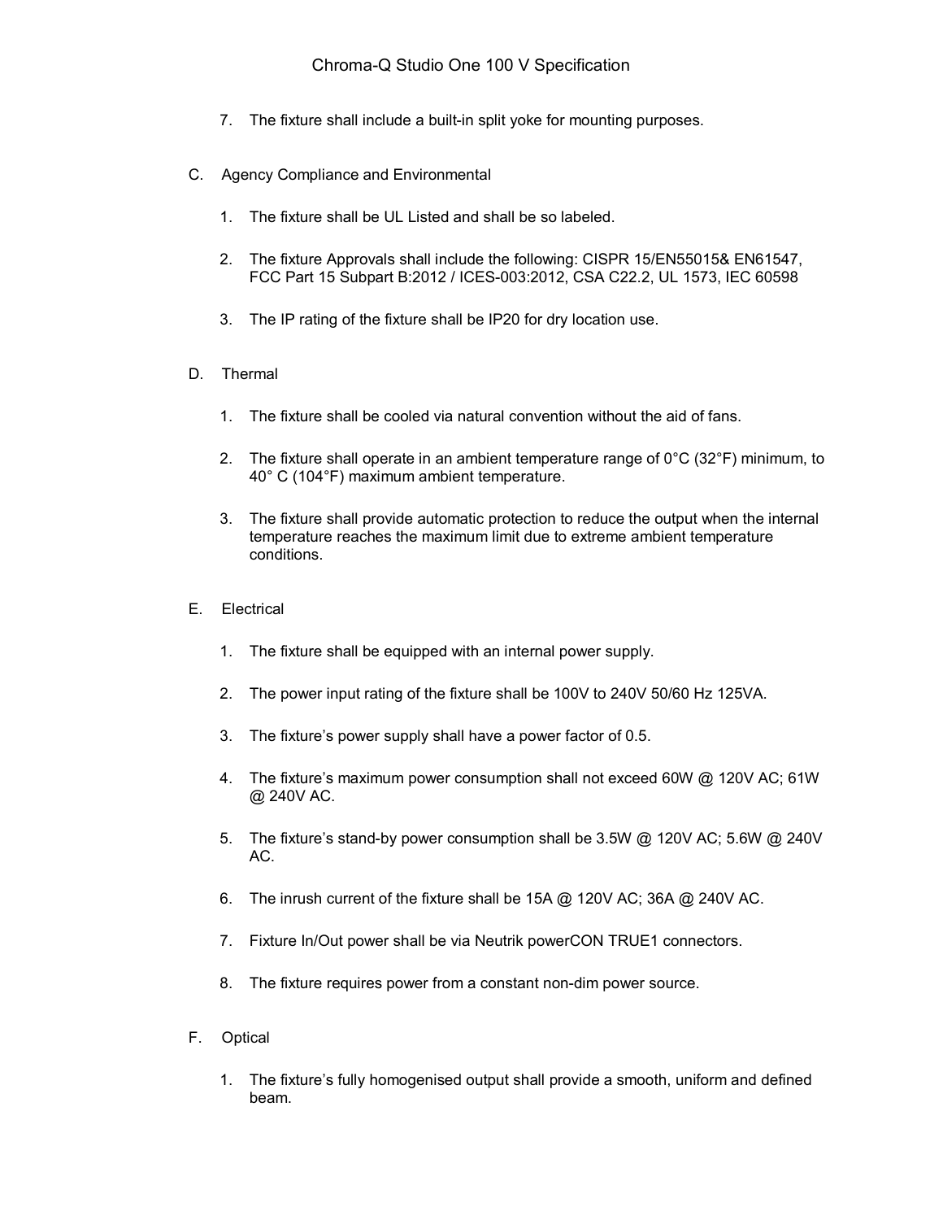7. The fixture shall include a built-in split yoke for mounting purposes.

C. Agency Compliance and Environmental

1. The fixture shall be UL Listed and shall be so labeled.

2. The fixture Approvals shall include the following: CISPR 15/EN55015& EN61547, FCC Part 15 Subpart B:2012 / ICES-003:2012, CSA C22.2, UL 1573, IEC 60598

3. The IP rating of the fixture shall be IP20 for dry location use.

D. Thermal

1. The fixture shall be cooled via natural convention without the aid of fans.

2. The fixture shall operate in an ambient temperature range of 0°C (32°F) minimum, to 40° C (104°F) maximum ambient temperature.

3. The fixture shall provide automatic protection to reduce the output when the internal temperature reaches the maximum limit due to extreme ambient temperature conditions.

E. Electrical

1. The fixture shall be equipped with an internal power supply.

2. The power input rating of the fixture shall be 100V to 240V 50/60 Hz 125VA.

3. The fixture's power supply shall have a power factor of 0.5.

4. The fixture's maximum power consumption shall not exceed 60W @ 120V AC; 61W @ 240V AC.

5. The fixture's stand-by power consumption shall be 3.5W @ 120V AC; 5.6W @ 240V AC.

6. The inrush current of the fixture shall be 15A @ 120V AC; 36A @ 240V AC.

7. Fixture In/Out power shall be via Neutrik powerCON TRUE1 connectors.

8. The fixture requires power from a constant non-dim power source.

F. Optical

1. The fixture's fully homogenised output shall provide a smooth, uniform and defined beam.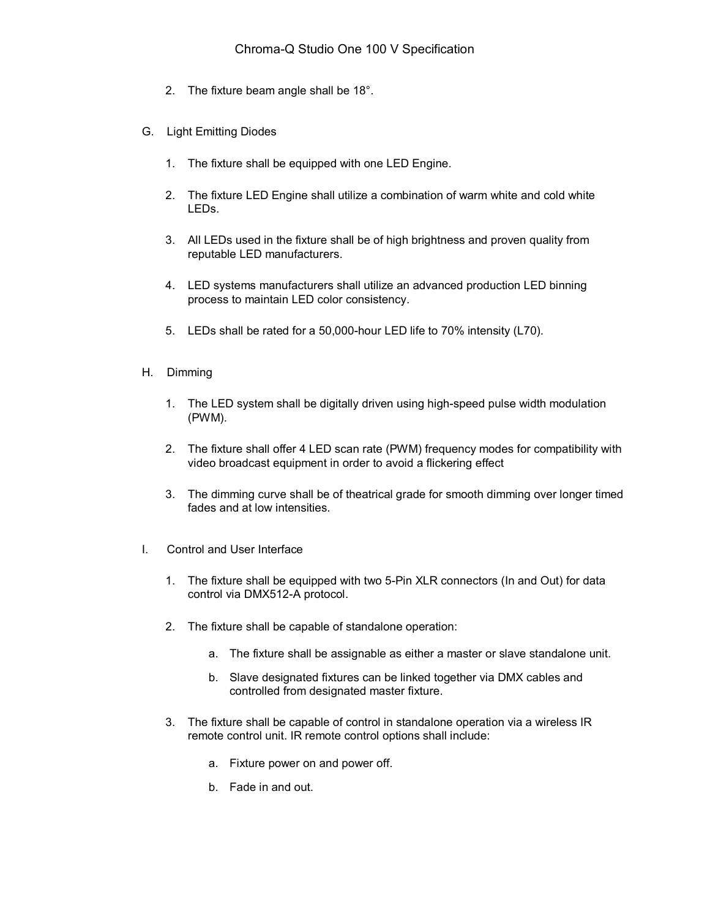2. The fixture beam angle shall be 18°.

G. Light Emitting Diodes

1. The fixture shall be equipped with one LED Engine.

2. The fixture LED Engine shall utilize a combination of warm white and cold white LEDs.

3. All LEDs used in the fixture shall be of high brightness and proven quality from reputable LED manufacturers.

4. LED systems manufacturers shall utilize an advanced production LED binning process to maintain LED color consistency.

5. LEDs shall be rated for a 50,000-hour LED life to 70% intensity (L70).

H. Dimming

1. The LED system shall be digitally driven using high-speed pulse width modulation (PWM).

2. The fixture shall offer 4 LED scan rate (PWM) frequency modes for compatibility with video broadcast equipment in order to avoid a flickering effect

3. The dimming curve shall be of theatrical grade for smooth dimming over longer timed fades and at low intensities.

I. Control and User Interface

1. The fixture shall be equipped with two 5-Pin XLR connectors (In and Out) for data control via DMX512-A protocol.

2. The fixture shall be capable of standalone operation:

   a. The fixture shall be assignable as either a master or slave standalone unit.

   b. Slave designated fixtures can be linked together via DMX cables and controlled from designated master fixture.

3. The fixture shall be capable of control in standalone operation via a wireless IR remote control unit. IR remote control options shall include:

   a. Fixture power on and power off.

   b. Fade in and out.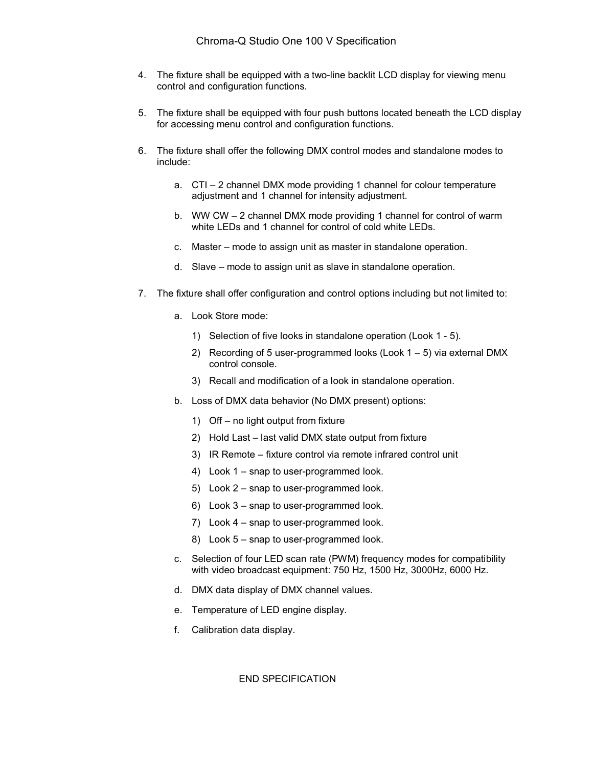4. The fixture shall be equipped with a two-line backlit LCD display for viewing menu control and configuration functions.

5. The fixture shall be equipped with four push buttons located beneath the LCD display for accessing menu control and configuration functions.

6. The fixture shall offer the following DMX control modes and standalone modes to include:

   a. CTI – 2 channel DMX mode providing 1 channel for colour temperature adjustment and 1 channel for intensity adjustment.

   b. WW CW – 2 channel DMX mode providing 1 channel for control of warm white LEDs and 1 channel for control of cold white LEDs.

   c. Master – mode to assign unit as master in standalone operation.

   d. Slave – mode to assign unit as slave in standalone operation.

7. The fixture shall offer configuration and control options including but not limited to:

   a. Look Store mode:

      1) Selection of five looks in standalone operation (Look 1 - 5).

      2) Recording of 5 user-programmed looks (Look 1 – 5) via external DMX control console.

      3) Recall and modification of a look in standalone operation.

   b. Loss of DMX data behavior (No DMX present) options:

      1) Off – no light output from fixture

      2) Hold Last – last valid DMX state output from fixture

      3) IR Remote – fixture control via remote infrared control unit

      4) Look 1 – snap to user-programmed look.

      5) Look 2 – snap to user-programmed look.

      6) Look 3 – snap to user-programmed look.

      7) Look 4 – snap to user-programmed look.

      8) Look 5 – snap to user-programmed look.

   c. Selection of four LED scan rate (PWM) frequency modes for compatibility with video broadcast equipment: 750 Hz, 1500 Hz, 3000Hz, 6000 Hz.

   d. DMX data display of DMX channel values.

   e. Temperature of LED engine display.

   f. Calibration data display.

END SPECIFICATION